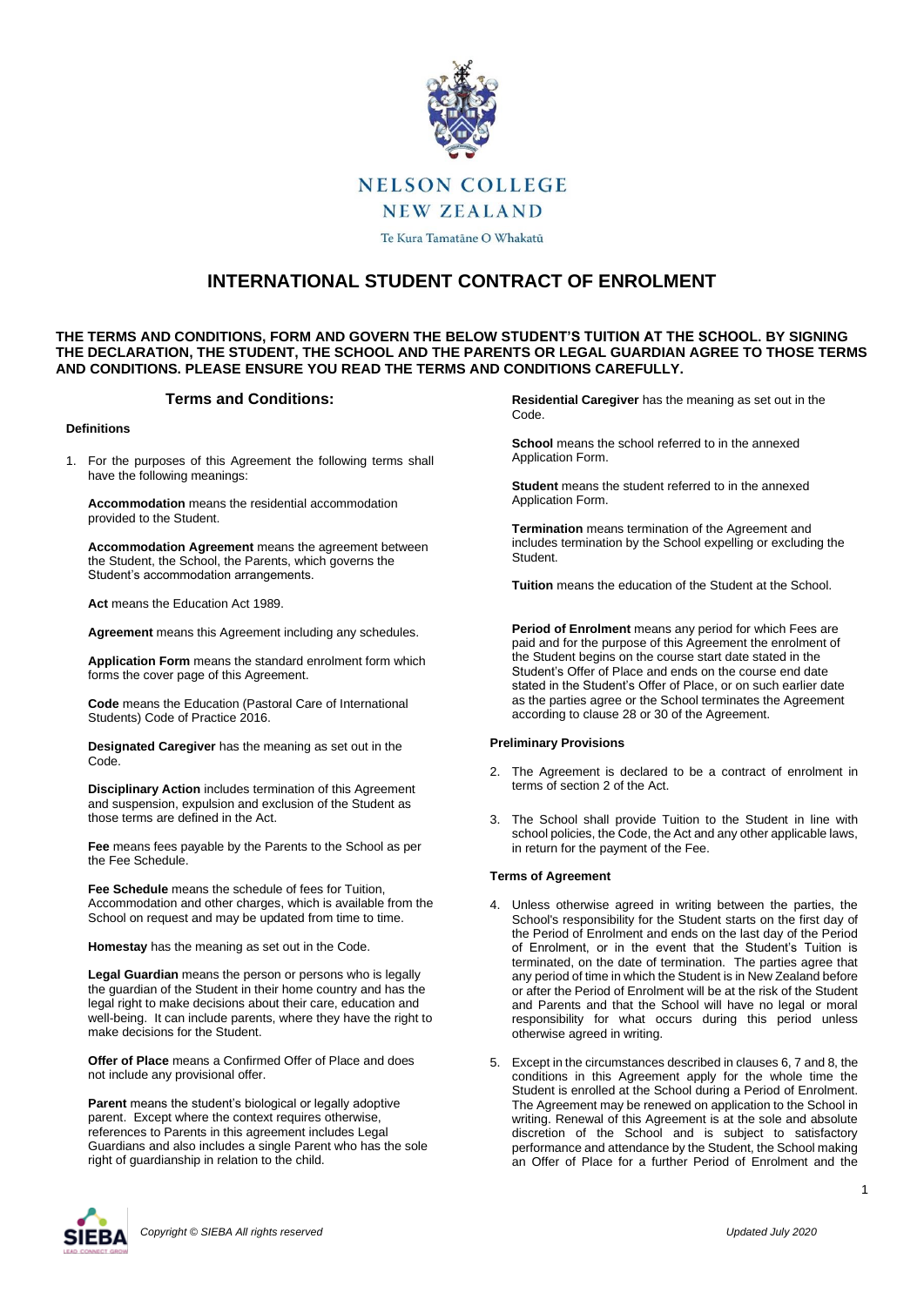NELSON COLLEGE
NEW ZEALAND

Te Kura Tamatāne O Whakatū

# INTERNATIONAL STUDENT CONTRACT OF ENROLMENT

**THE TERMS AND CONDITIONS, FORM AND GOVERN THE BELOW STUDENT'S TUITION AT THE SCHOOL. BY SIGNING THE DECLARATION, THE STUDENT, THE SCHOOL AND THE PARENTS OR LEGAL GUARDIAN AGREE TO THOSE TERMS AND CONDITIONS. PLEASE ENSURE YOU READ THE TERMS AND CONDITIONS CAREFULLY.**

## Terms and Conditions:

### Definitions

1. For the purposes of this Agreement the following terms shall have the following meanings:

   **Accommodation** means the residential accommodation provided to the Student.

   **Accommodation Agreement** means the agreement between the Student, the School, the Parents, which governs the Student's accommodation arrangements.

   **Act** means the Education Act 1989.

   **Agreement** means this Agreement including any schedules.

   **Application Form** means the standard enrolment form which forms the cover page of this Agreement.

   **Code** means the Education (Pastoral Care of International Students) Code of Practice 2016.

   **Designated Caregiver** has the meaning as set out in the Code.

   **Disciplinary Action** includes termination of this Agreement and suspension, expulsion and exclusion of the Student as those terms are defined in the Act.

   **Fee** means fees payable by the Parents to the School as per the Fee Schedule.

   **Fee Schedule** means the schedule of fees for Tuition, Accommodation and other charges, which is available from the School on request and may be updated from time to time.

   **Homestay** has the meaning as set out in the Code.

   **Legal Guardian** means the person or persons who is legally the guardian of the Student in their home country and has the legal right to make decisions about their care, education and well-being. It can include parents, where they have the right to make decisions for the Student.

   **Offer of Place** means a Confirmed Offer of Place and does not include any provisional offer.

   **Parent** means the student's biological or legally adoptive parent. Except where the context requires otherwise, references to Parents in this agreement includes Legal Guardians and also includes a single Parent who has the sole right of guardianship in relation to the child.

   **Residential Caregiver** has the meaning as set out in the Code.

   **School** means the school referred to in the annexed Application Form.

   **Student** means the student referred to in the annexed Application Form.

   **Termination** means termination of the Agreement and includes termination by the School expelling or excluding the Student.

   **Tuition** means the education of the Student at the School.

   **Period of Enrolment** means any period for which Fees are paid and for the purpose of this Agreement the enrolment of the Student begins on the course start date stated in the Student's Offer of Place and ends on the course end date stated in the Student's Offer of Place, or on such earlier date as the parties agree or the School terminates the Agreement according to clause 28 or 30 of the Agreement.

### Preliminary Provisions

2. The Agreement is declared to be a contract of enrolment in terms of section 2 of the Act.

3. The School shall provide Tuition to the Student in line with school policies, the Code, the Act and any other applicable laws, in return for the payment of the Fee.

### Terms of Agreement

4. Unless otherwise agreed in writing between the parties, the School's responsibility for the Student starts on the first day of the Period of Enrolment and ends on the last day of the Period of Enrolment, or in the event that the Student's Tuition is terminated, on the date of termination. The parties agree that any period of time in which the Student is in New Zealand before or after the Period of Enrolment will be at the risk of the Student and Parents and that the School will have no legal or moral responsibility for what occurs during this period unless otherwise agreed in writing.

5. Except in the circumstances described in clauses 6, 7 and 8, the conditions in this Agreement apply for the whole time the Student is enrolled at the School during a Period of Enrolment. The Agreement may be renewed on application to the School in writing. Renewal of this Agreement is at the sole and absolute discretion of the School and is subject to satisfactory performance and attendance by the Student, the School making an Offer of Place for a further Period of Enrolment and the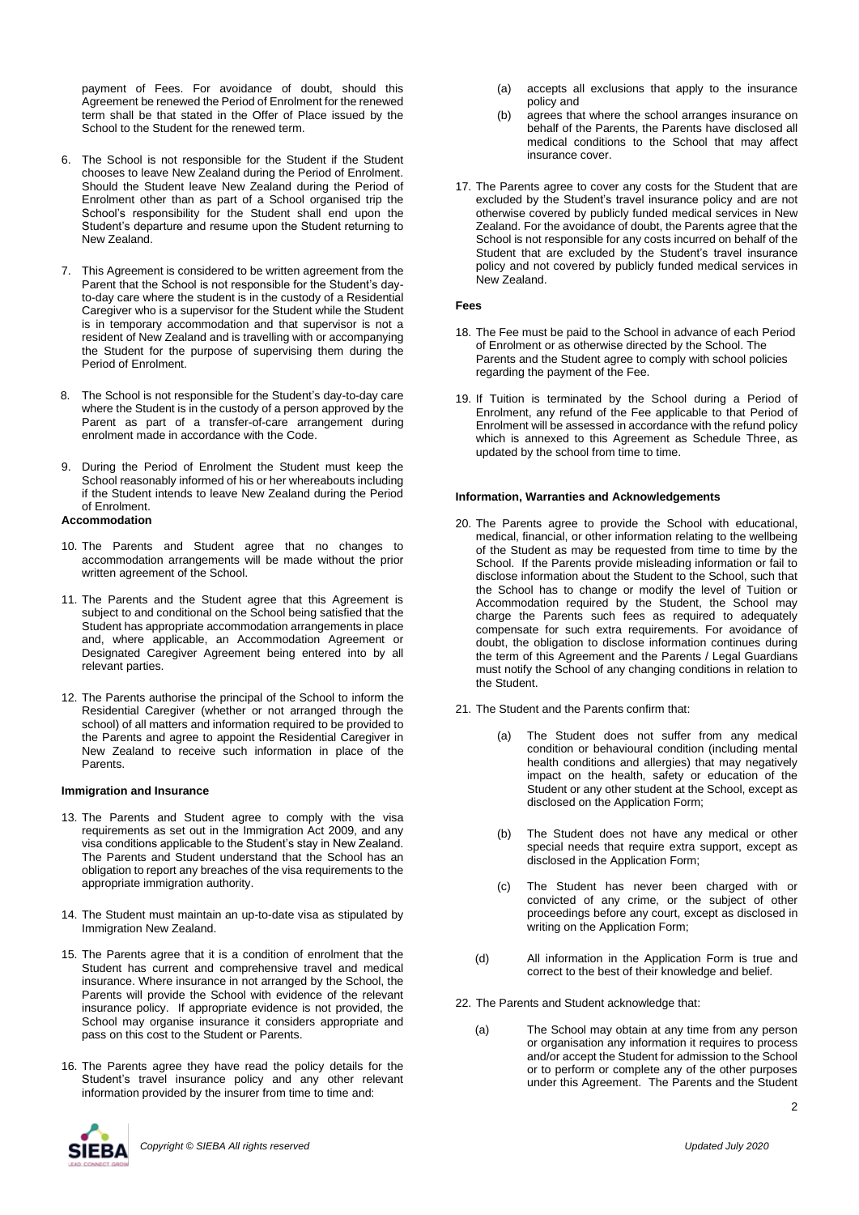payment of Fees. For avoidance of doubt, should this Agreement be renewed the Period of Enrolment for the renewed term shall be that stated in the Offer of Place issued by the School to the Student for the renewed term.

6. The School is not responsible for the Student if the Student chooses to leave New Zealand during the Period of Enrolment. Should the Student leave New Zealand during the Period of Enrolment other than as part of a School organised trip the School's responsibility for the Student shall end upon the Student's departure and resume upon the Student returning to New Zealand.

7. This Agreement is considered to be written agreement from the Parent that the School is not responsible for the Student's day-to-day care where the student is in the custody of a Residential Caregiver who is a supervisor for the Student while the Student is in temporary accommodation and that supervisor is not a resident of New Zealand and is travelling with or accompanying the Student for the purpose of supervising them during the Period of Enrolment.

8. The School is not responsible for the Student's day-to-day care where the Student is in the custody of a person approved by the Parent as part of a transfer-of-care arrangement during enrolment made in accordance with the Code.

9. During the Period of Enrolment the Student must keep the School reasonably informed of his or her whereabouts including if the Student intends to leave New Zealand during the Period of Enrolment.

**Accommodation**

10. The Parents and Student agree that no changes to accommodation arrangements will be made without the prior written agreement of the School.

11. The Parents and the Student agree that this Agreement is subject to and conditional on the School being satisfied that the Student has appropriate accommodation arrangements in place and, where applicable, an Accommodation Agreement or Designated Caregiver Agreement being entered into by all relevant parties.

12. The Parents authorise the principal of the School to inform the Residential Caregiver (whether or not arranged through the school) of all matters and information required to be provided to the Parents and agree to appoint the Residential Caregiver in New Zealand to receive such information in place of the Parents.

**Immigration and Insurance**

13. The Parents and Student agree to comply with the visa requirements as set out in the Immigration Act 2009, and any visa conditions applicable to the Student's stay in New Zealand. The Parents and Student understand that the School has an obligation to report any breaches of the visa requirements to the appropriate immigration authority.

14. The Student must maintain an up-to-date visa as stipulated by Immigration New Zealand.

15. The Parents agree that it is a condition of enrolment that the Student has current and comprehensive travel and medical insurance. Where insurance in not arranged by the School, the Parents will provide the School with evidence of the relevant insurance policy. If appropriate evidence is not provided, the School may organise insurance it considers appropriate and pass on this cost to the Student or Parents.

16. The Parents agree they have read the policy details for the Student's travel insurance policy and any other relevant information provided by the insurer from time to time and:

    (a) accepts all exclusions that apply to the insurance policy and

    (b) agrees that where the school arranges insurance on behalf of the Parents, the Parents have disclosed all medical conditions to the School that may affect insurance cover.

17. The Parents agree to cover any costs for the Student that are excluded by the Student's travel insurance policy and are not otherwise covered by publicly funded medical services in New Zealand. For the avoidance of doubt, the Parents agree that the School is not responsible for any costs incurred on behalf of the Student that are excluded by the Student's travel insurance policy and not covered by publicly funded medical services in New Zealand.

**Fees**

18. The Fee must be paid to the School in advance of each Period of Enrolment or as otherwise directed by the School. The Parents and the Student agree to comply with school policies regarding the payment of the Fee.

19. If Tuition is terminated by the School during a Period of Enrolment, any refund of the Fee applicable to that Period of Enrolment will be assessed in accordance with the refund policy which is annexed to this Agreement as Schedule Three, as updated by the school from time to time.

**Information, Warranties and Acknowledgements**

20. The Parents agree to provide the School with educational, medical, financial, or other information relating to the wellbeing of the Student as may be requested from time to time by the School. If the Parents provide misleading information or fail to disclose information about the Student to the School, such that the School has to change or modify the level of Tuition or Accommodation required by the Student, the School may charge the Parents such fees as required to adequately compensate for such extra requirements. For avoidance of doubt, the obligation to disclose information continues during the term of this Agreement and the Parents / Legal Guardians must notify the School of any changing conditions in relation to the Student.

21. The Student and the Parents confirm that:

    (a) The Student does not suffer from any medical condition or behavioural condition (including mental health conditions and allergies) that may negatively impact on the health, safety or education of the Student or any other student at the School, except as disclosed on the Application Form;

    (b) The Student does not have any medical or other special needs that require extra support, except as disclosed in the Application Form;

    (c) The Student has never been charged with or convicted of any crime, or the subject of other proceedings before any court, except as disclosed in writing on the Application Form;

    (d) All information in the Application Form is true and correct to the best of their knowledge and belief.

22. The Parents and Student acknowledge that:

    (a) The School may obtain at any time from any person or organisation any information it requires to process and/or accept the Student for admission to the School or to perform or complete any of the other purposes under this Agreement. The Parents and the Student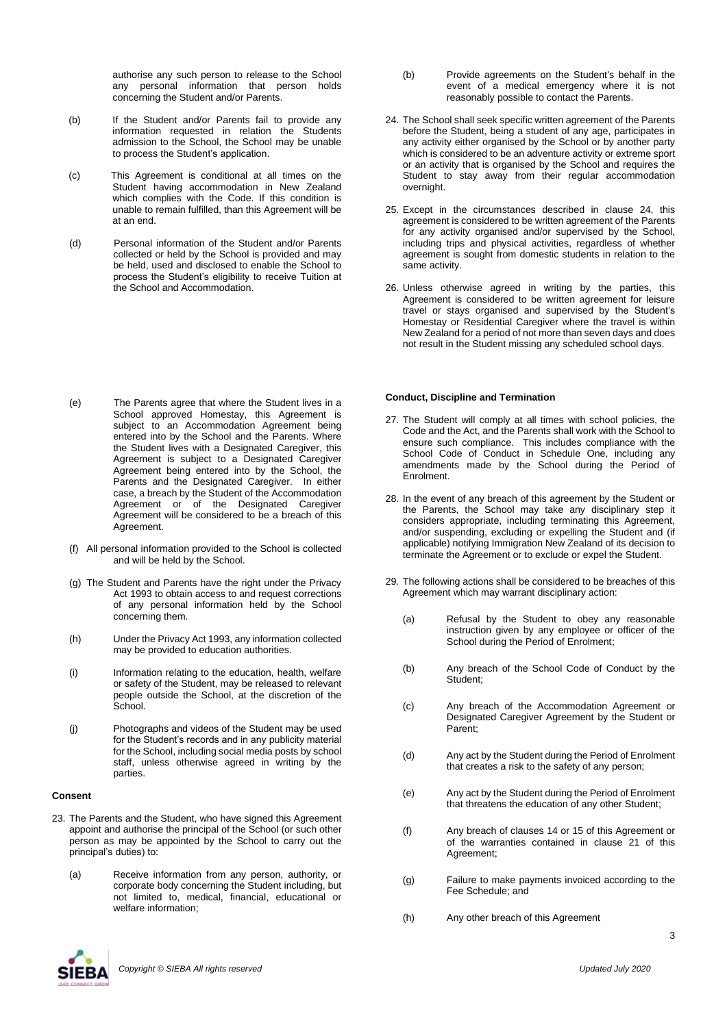authorise any such person to release to the School any personal information that person holds concerning the Student and/or Parents.

(b) If the Student and/or Parents fail to provide any information requested in relation the Students admission to the School, the School may be unable to process the Student's application.

(c) This Agreement is conditional at all times on the Student having accommodation in New Zealand which complies with the Code. If this condition is unable to remain fulfilled, than this Agreement will be at an end.

(d) Personal information of the Student and/or Parents collected or held by the School is provided and may be held, used and disclosed to enable the School to process the Student's eligibility to receive Tuition at the School and Accommodation.

(e) The Parents agree that where the Student lives in a School approved Homestay, this Agreement is subject to an Accommodation Agreement being entered into by the School and the Parents. Where the Student lives with a Designated Caregiver, this Agreement is subject to a Designated Caregiver Agreement being entered into by the School, the Parents and the Designated Caregiver. In either case, a breach by the Student of the Accommodation Agreement or of the Designated Caregiver Agreement will be considered to be a breach of this Agreement.

(f) All personal information provided to the School is collected and will be held by the School.

(g) The Student and Parents have the right under the Privacy Act 1993 to obtain access to and request corrections of any personal information held by the School concerning them.

(h) Under the Privacy Act 1993, any information collected may be provided to education authorities.

(i) Information relating to the education, health, welfare or safety of the Student, may be released to relevant people outside the School, at the discretion of the School.

(j) Photographs and videos of the Student may be used for the Student's records and in any publicity material for the School, including social media posts by school staff, unless otherwise agreed in writing by the parties.

**Consent**

23. The Parents and the Student, who have signed this Agreement appoint and authorise the principal of the School (or such other person as may be appointed by the School to carry out the principal's duties) to:

    (a) Receive information from any person, authority, or corporate body concerning the Student including, but not limited to, medical, financial, educational or welfare information;

    (b) Provide agreements on the Student's behalf in the event of a medical emergency where it is not reasonably possible to contact the Parents.

24. The School shall seek specific written agreement of the Parents before the Student, being a student of any age, participates in any activity either organised by the School or by another party which is considered to be an adventure activity or extreme sport or an activity that is organised by the School and requires the Student to stay away from their regular accommodation overnight.

25. Except in the circumstances described in clause 24, this agreement is considered to be written agreement of the Parents for any activity organised and/or supervised by the School, including trips and physical activities, regardless of whether agreement is sought from domestic students in relation to the same activity.

26. Unless otherwise agreed in writing by the parties, this Agreement is considered to be written agreement for leisure travel or stays organised and supervised by the Student's Homestay or Residential Caregiver where the travel is within New Zealand for a period of not more than seven days and does not result in the Student missing any scheduled school days.

**Conduct, Discipline and Termination**

27. The Student will comply at all times with school policies, the Code and the Act, and the Parents shall work with the School to ensure such compliance. This includes compliance with the School Code of Conduct in Schedule One, including any amendments made by the School during the Period of Enrolment.

28. In the event of any breach of this agreement by the Student or the Parents, the School may take any disciplinary step it considers appropriate, including terminating this Agreement, and/or suspending, excluding or expelling the Student and (if applicable) notifying Immigration New Zealand of its decision to terminate the Agreement or to exclude or expel the Student.

29. The following actions shall be considered to be breaches of this Agreement which may warrant disciplinary action:

    (a) Refusal by the Student to obey any reasonable instruction given by any employee or officer of the School during the Period of Enrolment;

    (b) Any breach of the School Code of Conduct by the Student;

    (c) Any breach of the Accommodation Agreement or Designated Caregiver Agreement by the Student or Parent;

    (d) Any act by the Student during the Period of Enrolment that creates a risk to the safety of any person;

    (e) Any act by the Student during the Period of Enrolment that threatens the education of any other Student;

    (f) Any breach of clauses 14 or 15 of this Agreement or of the warranties contained in clause 21 of this Agreement;

    (g) Failure to make payments invoiced according to the Fee Schedule; and

    (h) Any other breach of this Agreement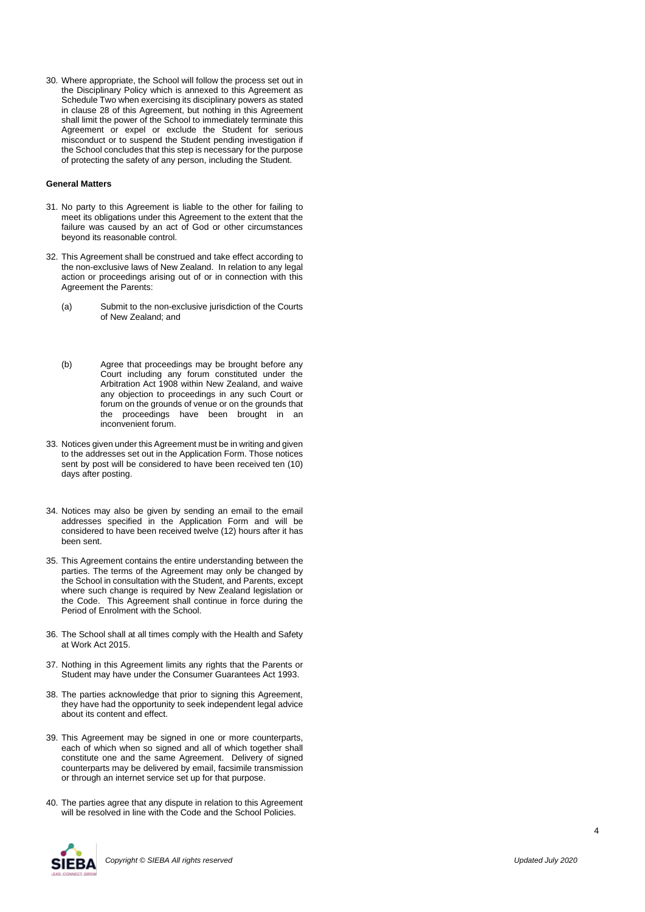30. Where appropriate, the School will follow the process set out in the Disciplinary Policy which is annexed to this Agreement as Schedule Two when exercising its disciplinary powers as stated in clause 28 of this Agreement, but nothing in this Agreement shall limit the power of the School to immediately terminate this Agreement or expel or exclude the Student for serious misconduct or to suspend the Student pending investigation if the School concludes that this step is necessary for the purpose of protecting the safety of any person, including the Student.

**General Matters**

31. No party to this Agreement is liable to the other for failing to meet its obligations under this Agreement to the extent that the failure was caused by an act of God or other circumstances beyond its reasonable control.

32. This Agreement shall be construed and take effect according to the non-exclusive laws of New Zealand. In relation to any legal action or proceedings arising out of or in connection with this Agreement the Parents:

    (a) Submit to the non-exclusive jurisdiction of the Courts of New Zealand; and

    (b) Agree that proceedings may be brought before any Court including any forum constituted under the Arbitration Act 1908 within New Zealand, and waive any objection to proceedings in any such Court or forum on the grounds of venue or on the grounds that the proceedings have been brought in an inconvenient forum.

33. Notices given under this Agreement must be in writing and given to the addresses set out in the Application Form. Those notices sent by post will be considered to have been received ten (10) days after posting.

34. Notices may also be given by sending an email to the email addresses specified in the Application Form and will be considered to have been received twelve (12) hours after it has been sent.

35. This Agreement contains the entire understanding between the parties. The terms of the Agreement may only be changed by the School in consultation with the Student, and Parents, except where such change is required by New Zealand legislation or the Code. This Agreement shall continue in force during the Period of Enrolment with the School.

36. The School shall at all times comply with the Health and Safety at Work Act 2015.

37. Nothing in this Agreement limits any rights that the Parents or Student may have under the Consumer Guarantees Act 1993.

38. The parties acknowledge that prior to signing this Agreement, they have had the opportunity to seek independent legal advice about its content and effect.

39. This Agreement may be signed in one or more counterparts, each of which when so signed and all of which together shall constitute one and the same Agreement. Delivery of signed counterparts may be delivered by email, facsimile transmission or through an internet service set up for that purpose.

40. The parties agree that any dispute in relation to this Agreement will be resolved in line with the Code and the School Policies.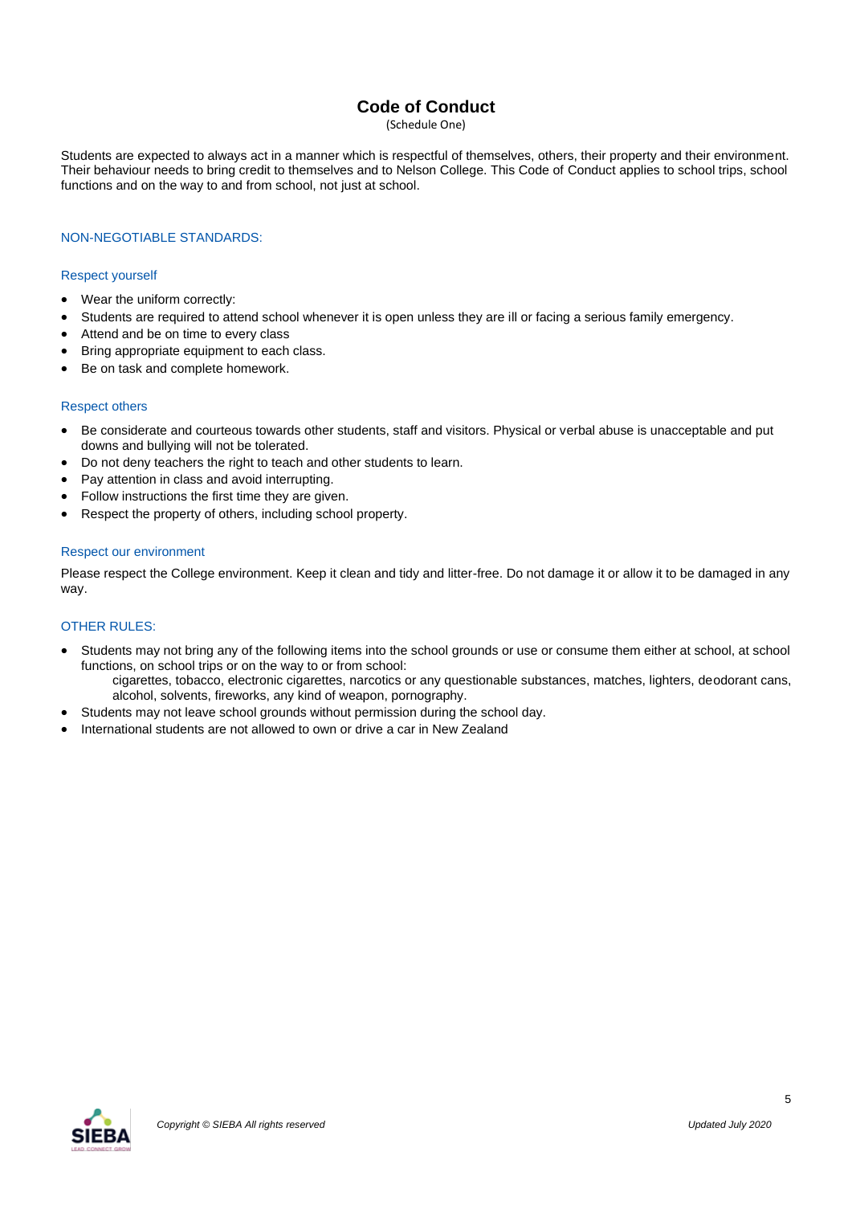# Code of Conduct

(Schedule One)

Students are expected to always act in a manner which is respectful of themselves, others, their property and their environment. Their behaviour needs to bring credit to themselves and to Nelson College. This Code of Conduct applies to school trips, school functions and on the way to and from school, not just at school.

## NON-NEGOTIABLE STANDARDS:

### Respect yourself

- Wear the uniform correctly:
- Students are required to attend school whenever it is open unless they are ill or facing a serious family emergency.
- Attend and be on time to every class
- Bring appropriate equipment to each class.
- Be on task and complete homework.

### Respect others

- Be considerate and courteous towards other students, staff and visitors. Physical or verbal abuse is unacceptable and put downs and bullying will not be tolerated.
- Do not deny teachers the right to teach and other students to learn.
- Pay attention in class and avoid interrupting.
- Follow instructions the first time they are given.
- Respect the property of others, including school property.

### Respect our environment

Please respect the College environment. Keep it clean and tidy and litter-free. Do not damage it or allow it to be damaged in any way.

## OTHER RULES:

- Students may not bring any of the following items into the school grounds or use or consume them either at school, at school functions, on school trips or on the way to or from school:
  cigarettes, tobacco, electronic cigarettes, narcotics or any questionable substances, matches, lighters, deodorant cans, alcohol, solvents, fireworks, any kind of weapon, pornography.
- Students may not leave school grounds without permission during the school day.
- International students are not allowed to own or drive a car in New Zealand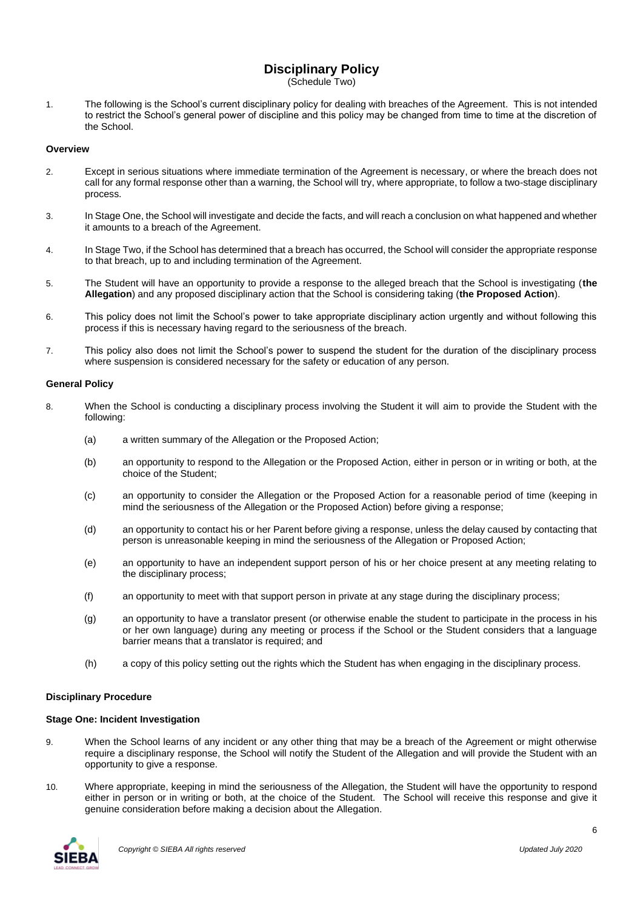# Disciplinary Policy

(Schedule Two)

1. The following is the School's current disciplinary policy for dealing with breaches of the Agreement. This is not intended to restrict the School's general power of discipline and this policy may be changed from time to time at the discretion of the School.

### Overview

2. Except in serious situations where immediate termination of the Agreement is necessary, or where the breach does not call for any formal response other than a warning, the School will try, where appropriate, to follow a two-stage disciplinary process.

3. In Stage One, the School will investigate and decide the facts, and will reach a conclusion on what happened and whether it amounts to a breach of the Agreement.

4. In Stage Two, if the School has determined that a breach has occurred, the School will consider the appropriate response to that breach, up to and including termination of the Agreement.

5. The Student will have an opportunity to provide a response to the alleged breach that the School is investigating (**the Allegation**) and any proposed disciplinary action that the School is considering taking (**the Proposed Action**).

6. This policy does not limit the School's power to take appropriate disciplinary action urgently and without following this process if this is necessary having regard to the seriousness of the breach.

7. This policy also does not limit the School's power to suspend the student for the duration of the disciplinary process where suspension is considered necessary for the safety or education of any person.

### General Policy

8. When the School is conducting a disciplinary process involving the Student it will aim to provide the Student with the following:

   (a) a written summary of the Allegation or the Proposed Action;

   (b) an opportunity to respond to the Allegation or the Proposed Action, either in person or in writing or both, at the choice of the Student;

   (c) an opportunity to consider the Allegation or the Proposed Action for a reasonable period of time (keeping in mind the seriousness of the Allegation or the Proposed Action) before giving a response;

   (d) an opportunity to contact his or her Parent before giving a response, unless the delay caused by contacting that person is unreasonable keeping in mind the seriousness of the Allegation or Proposed Action;

   (e) an opportunity to have an independent support person of his or her choice present at any meeting relating to the disciplinary process;

   (f) an opportunity to meet with that support person in private at any stage during the disciplinary process;

   (g) an opportunity to have a translator present (or otherwise enable the student to participate in the process in his or her own language) during any meeting or process if the School or the Student considers that a language barrier means that a translator is required; and

   (h) a copy of this policy setting out the rights which the Student has when engaging in the disciplinary process.

### Disciplinary Procedure

### Stage One: Incident Investigation

9. When the School learns of any incident or any other thing that may be a breach of the Agreement or might otherwise require a disciplinary response, the School will notify the Student of the Allegation and will provide the Student with an opportunity to give a response.

10. Where appropriate, keeping in mind the seriousness of the Allegation, the Student will have the opportunity to respond either in person or in writing or both, at the choice of the Student. The School will receive this response and give it genuine consideration before making a decision about the Allegation.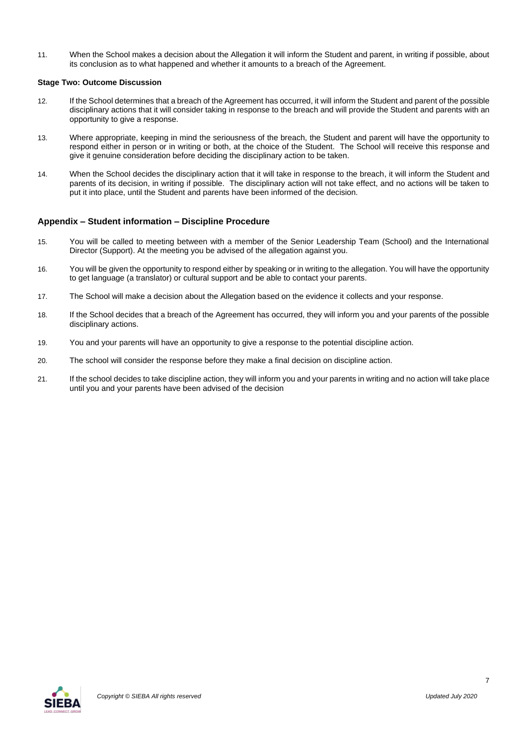11. When the School makes a decision about the Allegation it will inform the Student and parent, in writing if possible, about its conclusion as to what happened and whether it amounts to a breach of the Agreement.

**Stage Two: Outcome Discussion**

12. If the School determines that a breach of the Agreement has occurred, it will inform the Student and parent of the possible disciplinary actions that it will consider taking in response to the breach and will provide the Student and parents with an opportunity to give a response.

13. Where appropriate, keeping in mind the seriousness of the breach, the Student and parent will have the opportunity to respond either in person or in writing or both, at the choice of the Student. The School will receive this response and give it genuine consideration before deciding the disciplinary action to be taken.

14. When the School decides the disciplinary action that it will take in response to the breach, it will inform the Student and parents of its decision, in writing if possible. The disciplinary action will not take effect, and no actions will be taken to put it into place, until the Student and parents have been informed of the decision.

## Appendix – Student information – Discipline Procedure

15. You will be called to meeting between with a member of the Senior Leadership Team (School) and the International Director (Support). At the meeting you be advised of the allegation against you.

16. You will be given the opportunity to respond either by speaking or in writing to the allegation. You will have the opportunity to get language (a translator) or cultural support and be able to contact your parents.

17. The School will make a decision about the Allegation based on the evidence it collects and your response.

18. If the School decides that a breach of the Agreement has occurred, they will inform you and your parents of the possible disciplinary actions.

19. You and your parents will have an opportunity to give a response to the potential discipline action.

20. The school will consider the response before they make a final decision on discipline action.

21. If the school decides to take discipline action, they will inform you and your parents in writing and no action will take place until you and your parents have been advised of the decision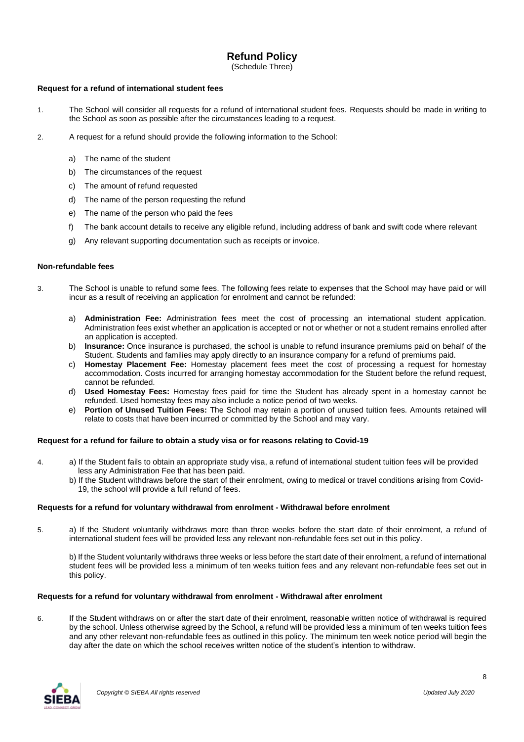# Refund Policy

(Schedule Three)

### Request for a refund of international student fees

1. The School will consider all requests for a refund of international student fees. Requests should be made in writing to the School as soon as possible after the circumstances leading to a request.

2. A request for a refund should provide the following information to the School:

   a) The name of the student

   b) The circumstances of the request

   c) The amount of refund requested

   d) The name of the person requesting the refund

   e) The name of the person who paid the fees

   f) The bank account details to receive any eligible refund, including address of bank and swift code where relevant

   g) Any relevant supporting documentation such as receipts or invoice.

### Non-refundable fees

3. The School is unable to refund some fees. The following fees relate to expenses that the School may have paid or will incur as a result of receiving an application for enrolment and cannot be refunded:

   a) **Administration Fee:** Administration fees meet the cost of processing an international student application. Administration fees exist whether an application is accepted or not or whether or not a student remains enrolled after an application is accepted.

   b) **Insurance:** Once insurance is purchased, the school is unable to refund insurance premiums paid on behalf of the Student. Students and families may apply directly to an insurance company for a refund of premiums paid.

   c) **Homestay Placement Fee:** Homestay placement fees meet the cost of processing a request for homestay accommodation. Costs incurred for arranging homestay accommodation for the Student before the refund request, cannot be refunded.

   d) **Used Homestay Fees:** Homestay fees paid for time the Student has already spent in a homestay cannot be refunded. Used homestay fees may also include a notice period of two weeks.

   e) **Portion of Unused Tuition Fees:** The School may retain a portion of unused tuition fees. Amounts retained will relate to costs that have been incurred or committed by the School and may vary.

### Request for a refund for failure to obtain a study visa or for reasons relating to Covid-19

4. a) If the Student fails to obtain an appropriate study visa, a refund of international student tuition fees will be provided less any Administration Fee that has been paid.

   b) If the Student withdraws before the start of their enrolment, owing to medical or travel conditions arising from Covid-19, the school will provide a full refund of fees.

### Requests for a refund for voluntary withdrawal from enrolment - Withdrawal before enrolment

5. a) If the Student voluntarily withdraws more than three weeks before the start date of their enrolment, a refund of international student fees will be provided less any relevant non-refundable fees set out in this policy.

   b) If the Student voluntarily withdraws three weeks or less before the start date of their enrolment, a refund of international student fees will be provided less a minimum of ten weeks tuition fees and any relevant non-refundable fees set out in this policy.

### Requests for a refund for voluntary withdrawal from enrolment - Withdrawal after enrolment

6. If the Student withdraws on or after the start date of their enrolment, reasonable written notice of withdrawal is required by the school. Unless otherwise agreed by the School, a refund will be provided less a minimum of ten weeks tuition fees and any other relevant non-refundable fees as outlined in this policy. The minimum ten week notice period will begin the day after the date on which the school receives written notice of the student's intention to withdraw.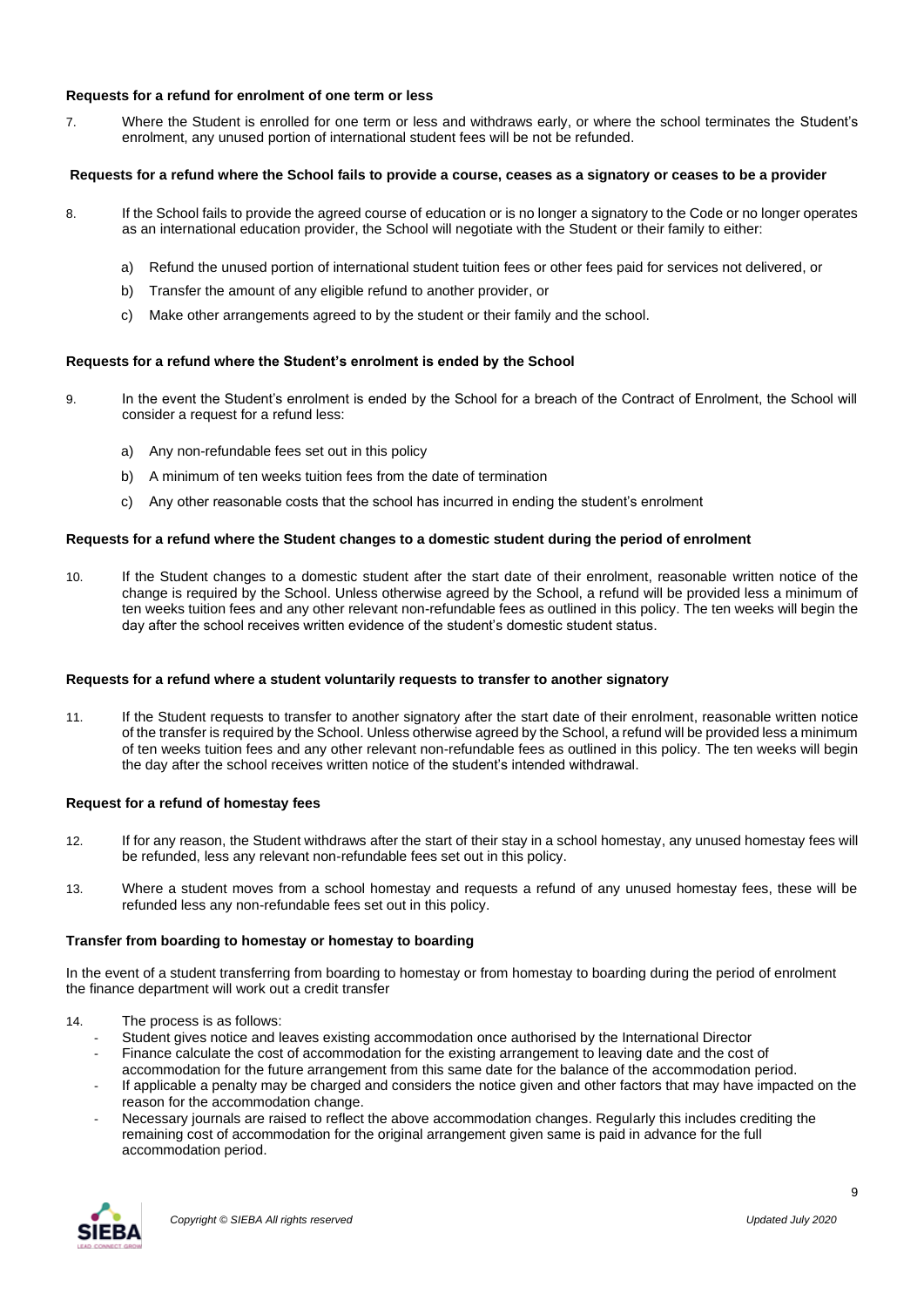**Requests for a refund for enrolment of one term or less**

7. Where the Student is enrolled for one term or less and withdraws early, or where the school terminates the Student's enrolment, any unused portion of international student fees will be not be refunded.

**Requests for a refund where the School fails to provide a course, ceases as a signatory or ceases to be a provider**

8. If the School fails to provide the agreed course of education or is no longer a signatory to the Code or no longer operates as an international education provider, the School will negotiate with the Student or their family to either:

   a) Refund the unused portion of international student tuition fees or other fees paid for services not delivered, or

   b) Transfer the amount of any eligible refund to another provider, or

   c) Make other arrangements agreed to by the student or their family and the school.

**Requests for a refund where the Student's enrolment is ended by the School**

9. In the event the Student's enrolment is ended by the School for a breach of the Contract of Enrolment, the School will consider a request for a refund less:

   a) Any non-refundable fees set out in this policy

   b) A minimum of ten weeks tuition fees from the date of termination

   c) Any other reasonable costs that the school has incurred in ending the student's enrolment

**Requests for a refund where the Student changes to a domestic student during the period of enrolment**

10. If the Student changes to a domestic student after the start date of their enrolment, reasonable written notice of the change is required by the School. Unless otherwise agreed by the School, a refund will be provided less a minimum of ten weeks tuition fees and any other relevant non-refundable fees as outlined in this policy. The ten weeks will begin the day after the school receives written evidence of the student's domestic student status.

**Requests for a refund where a student voluntarily requests to transfer to another signatory**

11. If the Student requests to transfer to another signatory after the start date of their enrolment, reasonable written notice of the transfer is required by the School. Unless otherwise agreed by the School, a refund will be provided less a minimum of ten weeks tuition fees and any other relevant non-refundable fees as outlined in this policy. The ten weeks will begin the day after the school receives written notice of the student's intended withdrawal.

**Request for a refund of homestay fees**

12. If for any reason, the Student withdraws after the start of their stay in a school homestay, any unused homestay fees will be refunded, less any relevant non-refundable fees set out in this policy.

13. Where a student moves from a school homestay and requests a refund of any unused homestay fees, these will be refunded less any non-refundable fees set out in this policy.

**Transfer from boarding to homestay or homestay to boarding**

In the event of a student transferring from boarding to homestay or from homestay to boarding during the period of enrolment the finance department will work out a credit transfer

14. The process is as follows:
    - Student gives notice and leaves existing accommodation once authorised by the International Director
    - Finance calculate the cost of accommodation for the existing arrangement to leaving date and the cost of accommodation for the future arrangement from this same date for the balance of the accommodation period.
    - If applicable a penalty may be charged and considers the notice given and other factors that may have impacted on the reason for the accommodation change.
    - Necessary journals are raised to reflect the above accommodation changes. Regularly this includes crediting the remaining cost of accommodation for the original arrangement given same is paid in advance for the full accommodation period.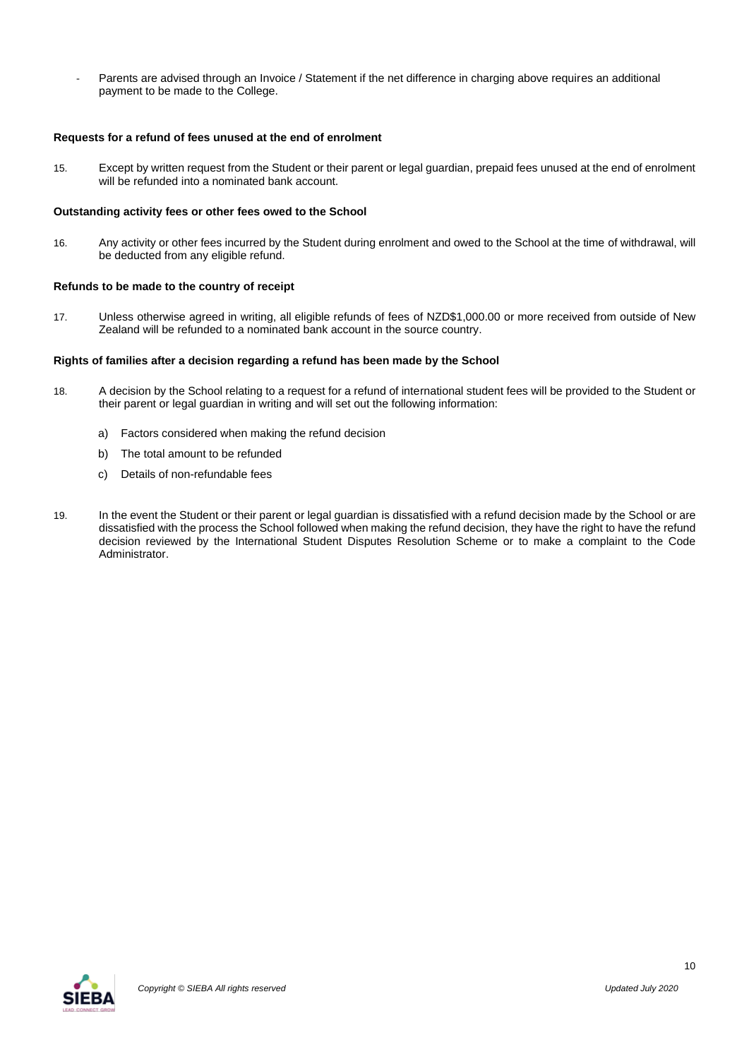- Parents are advised through an Invoice / Statement if the net difference in charging above requires an additional payment to be made to the College.

**Requests for a refund of fees unused at the end of enrolment**

15. Except by written request from the Student or their parent or legal guardian, prepaid fees unused at the end of enrolment will be refunded into a nominated bank account.

**Outstanding activity fees or other fees owed to the School**

16. Any activity or other fees incurred by the Student during enrolment and owed to the School at the time of withdrawal, will be deducted from any eligible refund.

**Refunds to be made to the country of receipt**

17. Unless otherwise agreed in writing, all eligible refunds of fees of NZD$1,000.00 or more received from outside of New Zealand will be refunded to a nominated bank account in the source country.

**Rights of families after a decision regarding a refund has been made by the School**

18. A decision by the School relating to a request for a refund of international student fees will be provided to the Student or their parent or legal guardian in writing and will set out the following information:

    a) Factors considered when making the refund decision

    b) The total amount to be refunded

    c) Details of non-refundable fees

19. In the event the Student or their parent or legal guardian is dissatisfied with a refund decision made by the School or are dissatisfied with the process the School followed when making the refund decision, they have the right to have the refund decision reviewed by the International Student Disputes Resolution Scheme or to make a complaint to the Code Administrator.